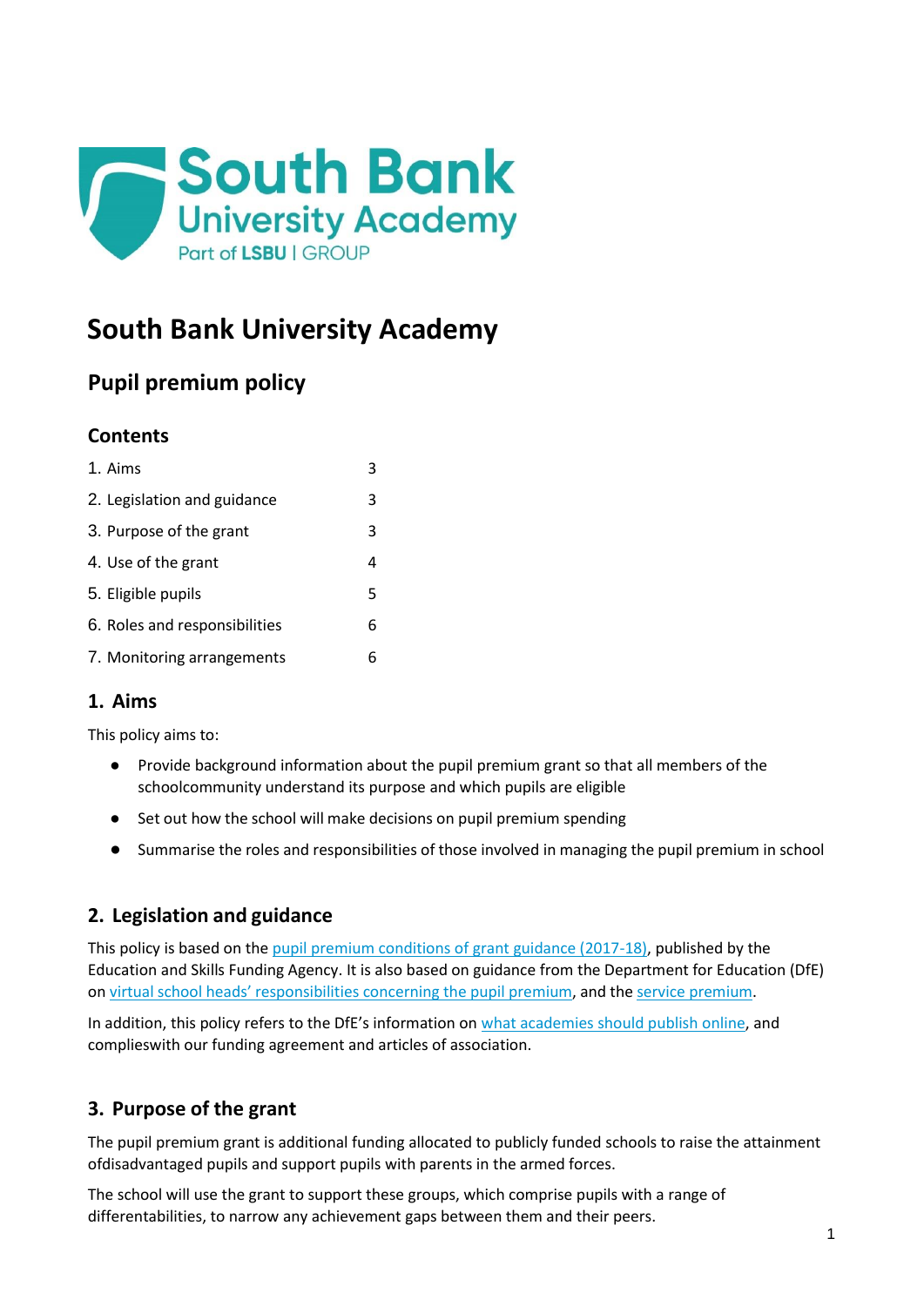# South Bank University Academy

## Pupil premium policy

### Contents

| | |
|---|---|
| 1. Aims | 3 |
| 2. Legislation and guidance | 3 |
| 3. Purpose of the grant | 3 |
| 4. Use of the grant | 4 |
| 5. Eligible pupils | 5 |
| 6. Roles and responsibilities | 6 |
| 7. Monitoring arrangements | 6 |

### 1. Aims

This policy aims to:

- Provide background information about the pupil premium grant so that all members of the schoolcommunity understand its purpose and which pupils are eligible
- Set out how the school will make decisions on pupil premium spending
- Summarise the roles and responsibilities of those involved in managing the pupil premium in school

### 2. Legislation and guidance

This policy is based on the pupil premium conditions of grant guidance (2017-18), published by the Education and Skills Funding Agency. It is also based on guidance from the Department for Education (DfE) on virtual school heads' responsibilities concerning the pupil premium, and the service premium.

In addition, this policy refers to the DfE's information on what academies should publish online, and complieswith our funding agreement and articles of association.

### 3. Purpose of the grant

The pupil premium grant is additional funding allocated to publicly funded schools to raise the attainment ofdisadvantaged pupils and support pupils with parents in the armed forces.

The school will use the grant to support these groups, which comprise pupils with a range of differentabilities, to narrow any achievement gaps between them and their peers.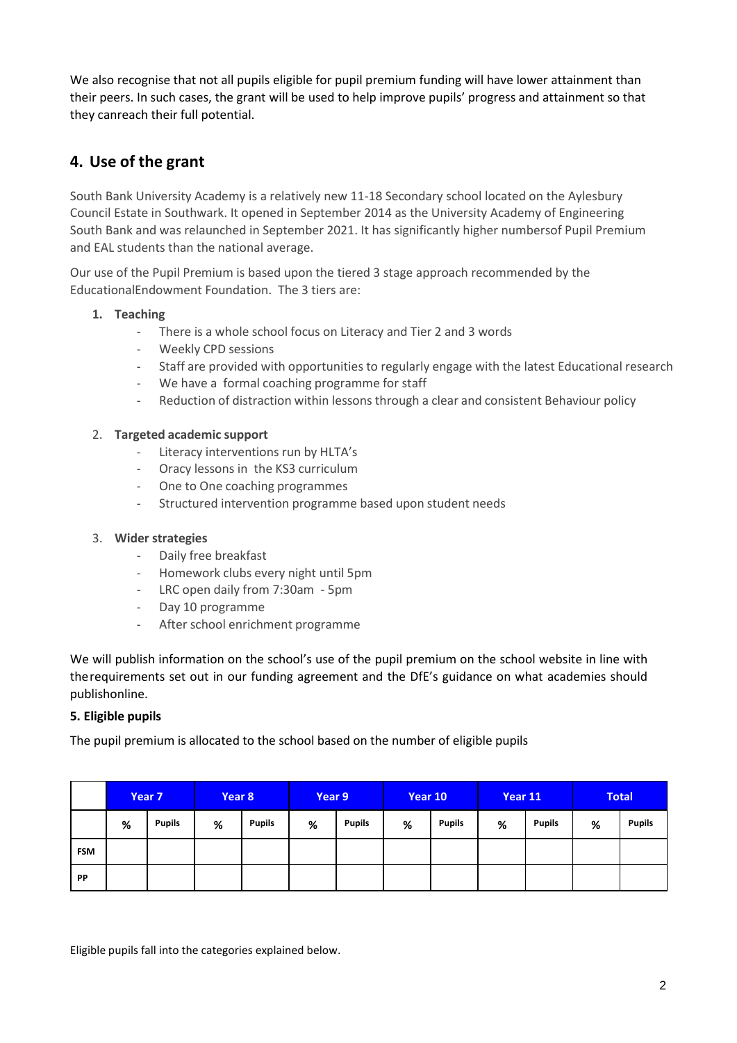We also recognise that not all pupils eligible for pupil premium funding will have lower attainment than their peers. In such cases, the grant will be used to help improve pupils' progress and attainment so that they canreach their full potential.

## 4. Use of the grant

South Bank University Academy is a relatively new 11-18 Secondary school located on the Aylesbury Council Estate in Southwark. It opened in September 2014 as the University Academy of Engineering South Bank and was relaunched in September 2021. It has significantly higher numbersof Pupil Premium and EAL students than the national average.

Our use of the Pupil Premium is based upon the tiered 3 stage approach recommended by the EducationalEndowment Foundation. The 3 tiers are:

1. **Teaching**
   - There is a whole school focus on Literacy and Tier 2 and 3 words
   - Weekly CPD sessions
   - Staff are provided with opportunities to regularly engage with the latest Educational research
   - We have a formal coaching programme for staff
   - Reduction of distraction within lessons through a clear and consistent Behaviour policy

2. **Targeted academic support**
   - Literacy interventions run by HLTA's
   - Oracy lessons in the KS3 curriculum
   - One to One coaching programmes
   - Structured intervention programme based upon student needs

3. **Wider strategies**
   - Daily free breakfast
   - Homework clubs every night until 5pm
   - LRC open daily from 7:30am - 5pm
   - Day 10 programme
   - After school enrichment programme

We will publish information on the school's use of the pupil premium on the school website in line with therequirements set out in our funding agreement and the DfE's guidance on what academies should publishonline.

**5. Eligible pupils**

The pupil premium is allocated to the school based on the number of eligible pupils

| | Year 7 | | Year 8 | | Year 9 | | Year 10 | | Year 11 | | Total | |
|---|---|---|---|---|---|---|---|---|---|---|---|---|
| | % | Pupils | % | Pupils | % | Pupils | % | Pupils | % | Pupils | % | Pupils |
| FSM | | | | | | | | | | | | |
| PP | | | | | | | | | | | | |

Eligible pupils fall into the categories explained below.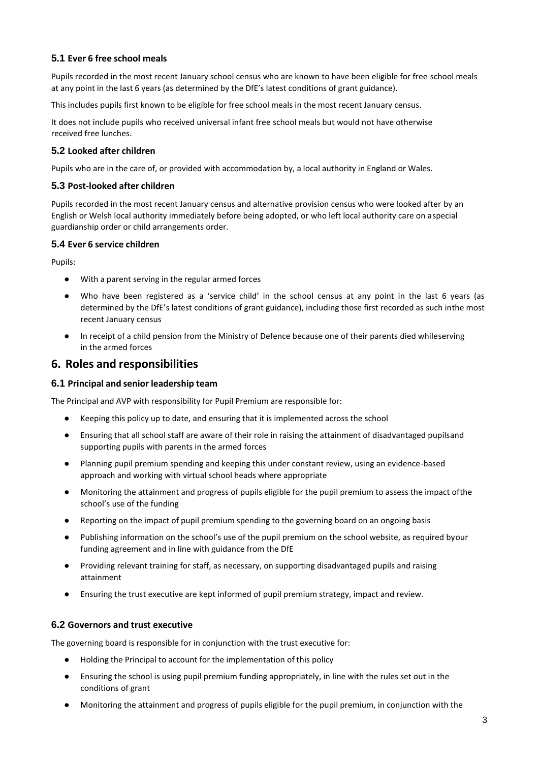### 5.1 Ever 6 free school meals

Pupils recorded in the most recent January school census who are known to have been eligible for free school meals at any point in the last 6 years (as determined by the DfE's latest conditions of grant guidance).

This includes pupils first known to be eligible for free school meals in the most recent January census.

It does not include pupils who received universal infant free school meals but would not have otherwise received free lunches.

### 5.2 Looked after children

Pupils who are in the care of, or provided with accommodation by, a local authority in England or Wales.

### 5.3 Post-looked after children

Pupils recorded in the most recent January census and alternative provision census who were looked after by an English or Welsh local authority immediately before being adopted, or who left local authority care on aspecial guardianship order or child arrangements order.

### 5.4 Ever 6 service children

Pupils:

- With a parent serving in the regular armed forces
- Who have been registered as a 'service child' in the school census at any point in the last 6 years (as determined by the DfE's latest conditions of grant guidance), including those first recorded as such inthe most recent January census
- In receipt of a child pension from the Ministry of Defence because one of their parents died whileserving in the armed forces

## 6. Roles and responsibilities

### 6.1 Principal and senior leadership team

The Principal and AVP with responsibility for Pupil Premium are responsible for:

- Keeping this policy up to date, and ensuring that it is implemented across the school
- Ensuring that all school staff are aware of their role in raising the attainment of disadvantaged pupilsand supporting pupils with parents in the armed forces
- Planning pupil premium spending and keeping this under constant review, using an evidence-based approach and working with virtual school heads where appropriate
- Monitoring the attainment and progress of pupils eligible for the pupil premium to assess the impact ofthe school's use of the funding
- Reporting on the impact of pupil premium spending to the governing board on an ongoing basis
- Publishing information on the school's use of the pupil premium on the school website, as required byour funding agreement and in line with guidance from the DfE
- Providing relevant training for staff, as necessary, on supporting disadvantaged pupils and raising attainment
- Ensuring the trust executive are kept informed of pupil premium strategy, impact and review.

### 6.2 Governors and trust executive

The governing board is responsible for in conjunction with the trust executive for:

- Holding the Principal to account for the implementation of this policy
- Ensuring the school is using pupil premium funding appropriately, in line with the rules set out in the conditions of grant
- Monitoring the attainment and progress of pupils eligible for the pupil premium, in conjunction with the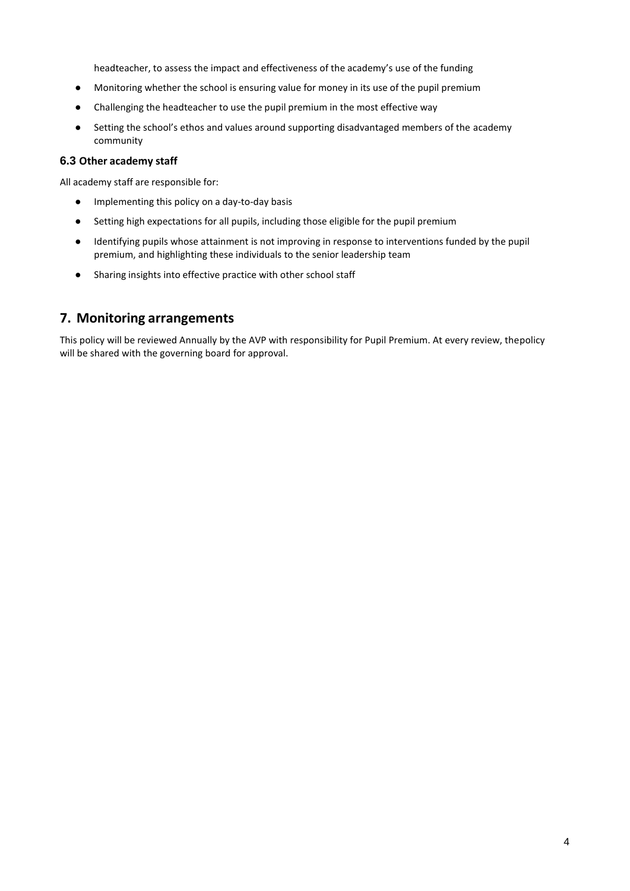headteacher, to assess the impact and effectiveness of the academy's use of the funding

- Monitoring whether the school is ensuring value for money in its use of the pupil premium
- Challenging the headteacher to use the pupil premium in the most effective way
- Setting the school's ethos and values around supporting disadvantaged members of the academy community

### 6.3 Other academy staff

All academy staff are responsible for:

- Implementing this policy on a day-to-day basis
- Setting high expectations for all pupils, including those eligible for the pupil premium
- Identifying pupils whose attainment is not improving in response to interventions funded by the pupil premium, and highlighting these individuals to the senior leadership team
- Sharing insights into effective practice with other school staff

## 7. Monitoring arrangements

This policy will be reviewed Annually by the AVP with responsibility for Pupil Premium. At every review, thepolicy will be shared with the governing board for approval.